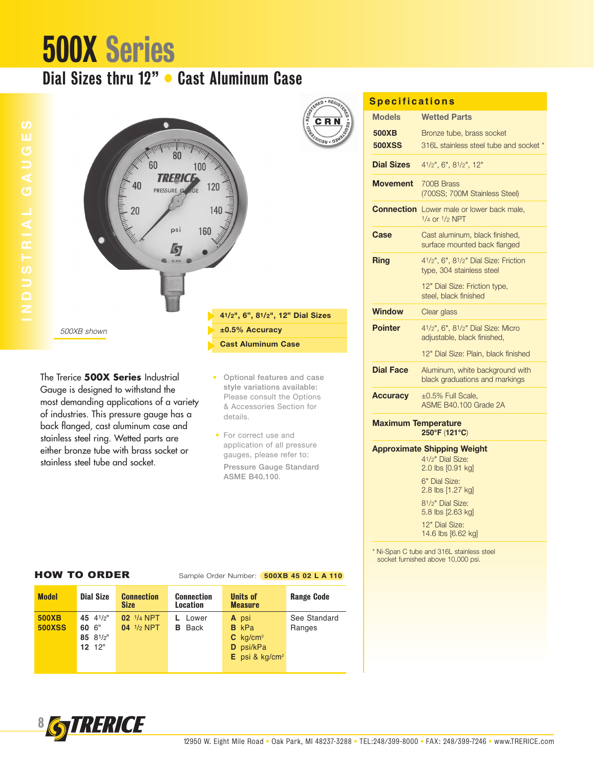# 500X Series

## Dial Sizes thru 12" • Cast Aluminum Case

INDUSTRIAL GAUGES

500XB shown

- 4½", 6", 8½", 12" Dial Sizes
- ±0.5% Accuracy
- Cast Aluminum Case

The Trerice **500X Series** Industrial Gauge is designed to withstand the most demanding applications of a variety of industries. This pressure gauge has a back flanged, cast aluminum case and stainless steel ring. Wetted parts are either bronze tube with brass socket or stainless steel tube and socket.

- Optional features and case style variations available: Please consult the Options & Accessories Section for details.
- For correct use and application of all pressure gauges, please refer to: Pressure Gauge Standard ASME B40.100.

## Specifications

| Models | Wetted Parts |
|---|---|
| **500XB** | Bronze tube, brass socket |
| **500XSS** | 316L stainless steel tube and socket * |
| **Dial Sizes** | 4½", 6", 8½", 12" |
| **Movement** | 700B Brass (700SS; 700M Stainless Steel) |
| **Connection** | Lower male or lower back male, ¼ or ½ NPT |
| **Case** | Cast aluminum, black finished, surface mounted back flanged |
| **Ring** | 4½", 6", 8½" Dial Size: Friction type, 304 stainless steel<br>12" Dial Size: Friction type, steel, black finished |
| **Window** | Clear glass |
| **Pointer** | 4½", 6", 8½" Dial Size: Micro adjustable, black finished,<br>12" Dial Size: Plain, black finished |
| **Dial Face** | Aluminum, white background with black graduations and markings |
| **Accuracy** | ±0.5% Full Scale, ASME B40.100 Grade 2A |

**Maximum Temperature**
**250°F** (**121°C**)

**Approximate Shipping Weight**
- 4½" Dial Size: 2.0 lbs [0.91 kg]
- 6" Dial Size: 2.8 lbs [1.27 kg]
- 8½" Dial Size: 5.8 lbs [2.63 kg]
- 12" Dial Size: 14.6 lbs [6.62 kg]

* Ni-Span C tube and 316L stainless steel socket furnished above 10,000 psi.

## HOW TO ORDER

Sample Order Number: **500XB 45 02 L A 110**

| Model | Dial Size | Connection Size | Connection Location | Units of Measure | Range Code |
|---|---|---|---|---|---|
| **500XB**<br>**500XSS** | **45** 4½"<br>**60** 6"<br>**85** 8½"<br>**12** 12" | **02** ¼ NPT<br>**04** ½ NPT | **L** Lower<br>**B** Back | **A** psi<br>**B** kPa<br>**C** kg/cm²<br>**D** psi/kPa<br>**E** psi & kg/cm² | See Standard Ranges |

12950 W. Eight Mile Road • Oak Park, MI 48237-3288 • TEL:248/399-8000 • FAX: 248/399-7246 • www.TRERICE.com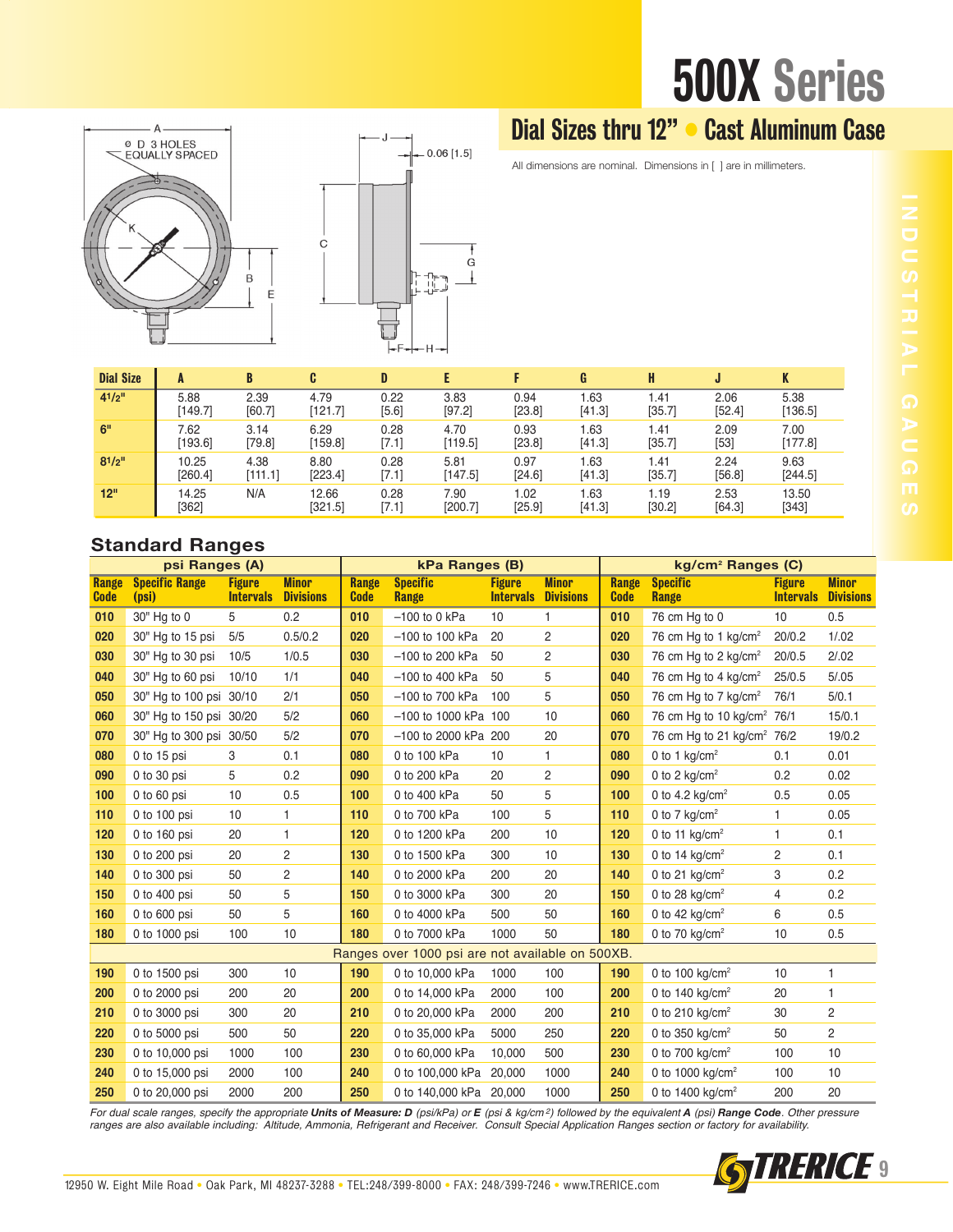# 500X Series

## Dial Sizes thru 12" • Cast Aluminum Case

All dimensions are nominal. Dimensions in [ ] are in millimeters.

A
Ø D 3 HOLES EQUALLY SPACED
K
B
E
J
0.06 [1.5]
C
G
F
H

| Dial Size | A | B | C | D | E | F | G | H | J | K |
|---|---|---|---|---|---|---|---|---|---|---|
| 4 1/2" | 5.88 [149.7] | 2.39 [60.7] | 4.79 [121.7] | 0.22 [5.6] | 3.83 [97.2] | 0.94 [23.8] | 1.63 [41.3] | 1.41 [35.7] | 2.06 [52.4] | 5.38 [136.5] |
| 6" | 7.62 [193.6] | 3.14 [79.8] | 6.29 [159.8] | 0.28 [7.1] | 4.70 [119.5] | 0.93 [23.8] | 1.63 [41.3] | 1.41 [35.7] | 2.09 [53] | 7.00 [177.8] |
| 8 1/2" | 10.25 [260.4] | 4.38 [111.1] | 8.80 [223.4] | 0.28 [7.1] | 5.81 [147.5] | 0.97 [24.6] | 1.63 [41.3] | 1.41 [35.7] | 2.24 [56.8] | 9.63 [244.5] |
| 12" | 14.25 [362] | N/A | 12.66 [321.5] | 0.28 [7.1] | 7.90 [200.7] | 1.02 [25.9] | 1.63 [41.3] | 1.19 [30.2] | 2.53 [64.3] | 13.50 [343] |

## Standard Ranges

| psi Ranges (A) | | | | kPa Ranges (B) | | | | kg/cm² Ranges (C) | | | |
|---|---|---|---|---|---|---|---|---|---|---|---|
| Range Code | Specific Range (psi) | Figure Intervals | Minor Divisions | Range Code | Specific Range | Figure Intervals | Minor Divisions | Range Code | Specific Range | Figure Intervals | Minor Divisions |
| 010 | 30" Hg to 0 | 5 | 0.2 | 010 | –100 to 0 kPa | 10 | 1 | 010 | 76 cm Hg to 0 | 10 | 0.5 |
| 020 | 30" Hg to 15 psi | 5/5 | 0.5/0.2 | 020 | –100 to 100 kPa | 20 | 2 | 020 | 76 cm Hg to 1 kg/cm² | 20/0.2 | 1/.02 |
| 030 | 30" Hg to 30 psi | 10/5 | 1/0.5 | 030 | –100 to 200 kPa | 50 | 2 | 030 | 76 cm Hg to 2 kg/cm² | 20/0.5 | 2/.02 |
| 040 | 30" Hg to 60 psi | 10/10 | 1/1 | 040 | –100 to 400 kPa | 50 | 5 | 040 | 76 cm Hg to 4 kg/cm² | 25/0.5 | 5/.05 |
| 050 | 30" Hg to 100 psi | 30/10 | 2/1 | 050 | –100 to 700 kPa | 100 | 5 | 050 | 76 cm Hg to 7 kg/cm² | 76/1 | 5/0.1 |
| 060 | 30" Hg to 150 psi | 30/20 | 5/2 | 060 | –100 to 1000 kPa | 100 | 10 | 060 | 76 cm Hg to 10 kg/cm² | 76/1 | 15/0.1 |
| 070 | 30" Hg to 300 psi | 30/50 | 5/2 | 070 | –100 to 2000 kPa | 200 | 20 | 070 | 76 cm Hg to 21 kg/cm² | 76/2 | 19/0.2 |
| 080 | 0 to 15 psi | 3 | 0.1 | 080 | 0 to 100 kPa | 10 | 1 | 080 | 0 to 1 kg/cm² | 0.1 | 0.01 |
| 090 | 0 to 30 psi | 5 | 0.2 | 090 | 0 to 200 kPa | 20 | 2 | 090 | 0 to 2 kg/cm² | 0.2 | 0.02 |
| 100 | 0 to 60 psi | 10 | 0.5 | 100 | 0 to 400 kPa | 50 | 5 | 100 | 0 to 4.2 kg/cm² | 0.5 | 0.05 |
| 110 | 0 to 100 psi | 10 | 1 | 110 | 0 to 700 kPa | 100 | 5 | 110 | 0 to 7 kg/cm² | 1 | 0.05 |
| 120 | 0 to 160 psi | 20 | 1 | 120 | 0 to 1200 kPa | 200 | 10 | 120 | 0 to 11 kg/cm² | 1 | 0.1 |
| 130 | 0 to 200 psi | 20 | 2 | 130 | 0 to 1500 kPa | 300 | 10 | 130 | 0 to 14 kg/cm² | 2 | 0.1 |
| 140 | 0 to 300 psi | 50 | 2 | 140 | 0 to 2000 kPa | 200 | 20 | 140 | 0 to 21 kg/cm² | 3 | 0.2 |
| 150 | 0 to 400 psi | 50 | 5 | 150 | 0 to 3000 kPa | 300 | 20 | 150 | 0 to 28 kg/cm² | 4 | 0.2 |
| 160 | 0 to 600 psi | 50 | 5 | 160 | 0 to 4000 kPa | 500 | 50 | 160 | 0 to 42 kg/cm² | 6 | 0.5 |
| 180 | 0 to 1000 psi | 100 | 10 | 180 | 0 to 7000 kPa | 1000 | 50 | 180 | 0 to 70 kg/cm² | 10 | 0.5 |
| Ranges over 1000 psi are not available on 500XB. | | | | | | | | | | | |
| 190 | 0 to 1500 psi | 300 | 10 | 190 | 0 to 10,000 kPa | 1000 | 100 | 190 | 0 to 100 kg/cm² | 10 | 1 |
| 200 | 0 to 2000 psi | 200 | 20 | 200 | 0 to 14,000 kPa | 2000 | 100 | 200 | 0 to 140 kg/cm² | 20 | 1 |
| 210 | 0 to 3000 psi | 300 | 20 | 210 | 0 to 20,000 kPa | 2000 | 200 | 210 | 0 to 210 kg/cm² | 30 | 2 |
| 220 | 0 to 5000 psi | 500 | 50 | 220 | 0 to 35,000 kPa | 5000 | 250 | 220 | 0 to 350 kg/cm² | 50 | 2 |
| 230 | 0 to 10,000 psi | 1000 | 100 | 230 | 0 to 60,000 kPa | 10,000 | 500 | 230 | 0 to 700 kg/cm² | 100 | 10 |
| 240 | 0 to 15,000 psi | 2000 | 100 | 240 | 0 to 100,000 kPa | 20,000 | 1000 | 240 | 0 to 1000 kg/cm² | 100 | 10 |
| 250 | 0 to 20,000 psi | 2000 | 200 | 250 | 0 to 140,000 kPa | 20,000 | 1000 | 250 | 0 to 1400 kg/cm² | 200 | 20 |

*For dual scale ranges, specify the appropriate* ***Units of Measure: D*** *(psi/kPa) or* ***E*** *(psi & kg/cm²) followed by the equivalent* ***A*** *(psi)* ***Range Code****. Other pressure ranges are also available including: Altitude, Ammonia, Refrigerant and Receiver. Consult Special Application Ranges section or factory for availability.*

12950 W. Eight Mile Road • Oak Park, MI 48237-3288 • TEL:248/399-8000 • FAX: 248/399-7246 • www.TRERICE.com